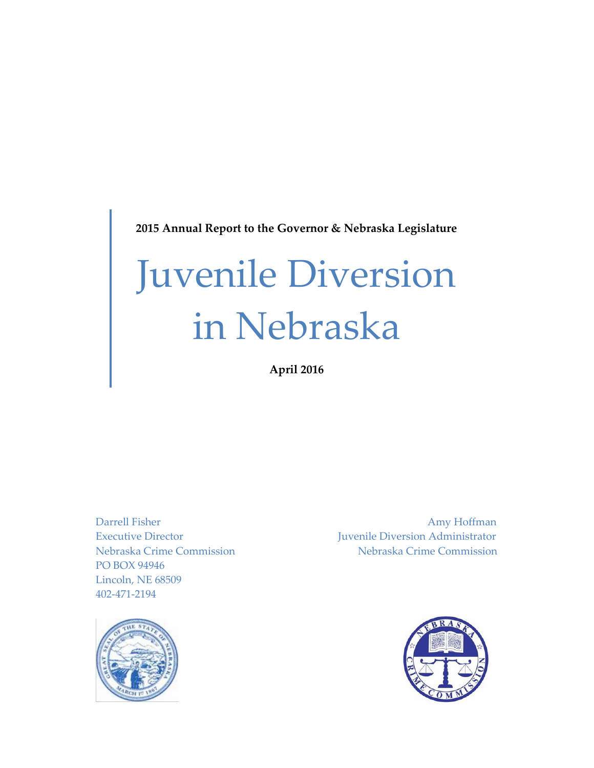**2015 Annual Report to the Governor & Nebraska Legislature**

# Juvenile Diversion in Nebraska

**April 2016**

Darrell Fisher
Executive Director
Nebraska Crime Commission
PO BOX 94946
Lincoln, NE 68509
402-471-2194

Amy Hoffman
Juvenile Diversion Administrator
Nebraska Crime Commission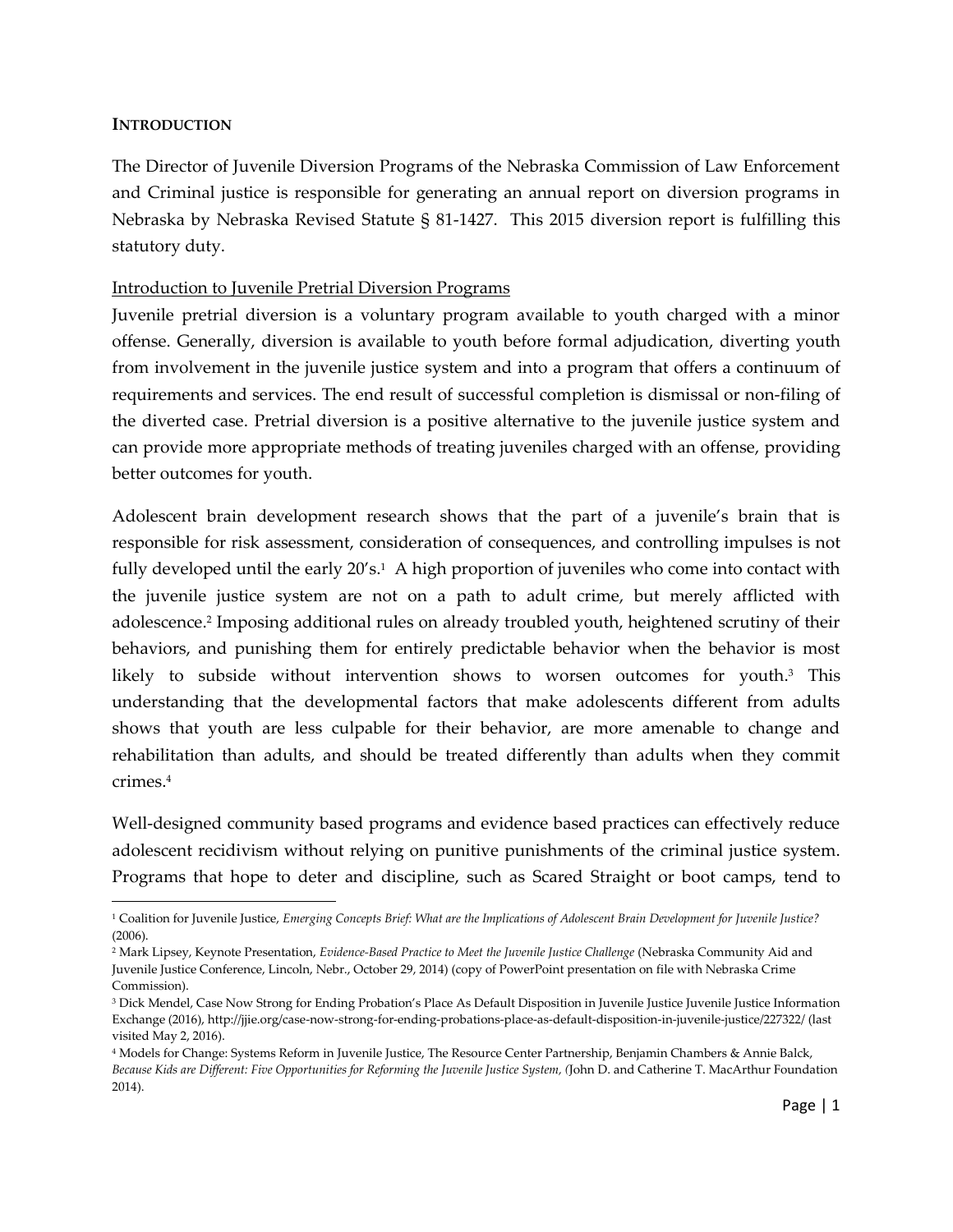## INTRODUCTION

The Director of Juvenile Diversion Programs of the Nebraska Commission of Law Enforcement and Criminal justice is responsible for generating an annual report on diversion programs in Nebraska by Nebraska Revised Statute § 81-1427. This 2015 diversion report is fulfilling this statutory duty.

### Introduction to Juvenile Pretrial Diversion Programs

Juvenile pretrial diversion is a voluntary program available to youth charged with a minor offense. Generally, diversion is available to youth before formal adjudication, diverting youth from involvement in the juvenile justice system and into a program that offers a continuum of requirements and services. The end result of successful completion is dismissal or non-filing of the diverted case. Pretrial diversion is a positive alternative to the juvenile justice system and can provide more appropriate methods of treating juveniles charged with an offense, providing better outcomes for youth.

Adolescent brain development research shows that the part of a juvenile's brain that is responsible for risk assessment, consideration of consequences, and controlling impulses is not fully developed until the early 20's.[1] A high proportion of juveniles who come into contact with the juvenile justice system are not on a path to adult crime, but merely afflicted with adolescence.[2] Imposing additional rules on already troubled youth, heightened scrutiny of their behaviors, and punishing them for entirely predictable behavior when the behavior is most likely to subside without intervention shows to worsen outcomes for youth.[3] This understanding that the developmental factors that make adolescents different from adults shows that youth are less culpable for their behavior, are more amenable to change and rehabilitation than adults, and should be treated differently than adults when they commit crimes.[4]

Well-designed community based programs and evidence based practices can effectively reduce adolescent recidivism without relying on punitive punishments of the criminal justice system. Programs that hope to deter and discipline, such as Scared Straight or boot camps, tend to

---

[1] Coalition for Juvenile Justice, *Emerging Concepts Brief: What are the Implications of Adolescent Brain Development for Juvenile Justice?* (2006).

[2] Mark Lipsey, Keynote Presentation, *Evidence-Based Practice to Meet the Juvenile Justice Challenge* (Nebraska Community Aid and Juvenile Justice Conference, Lincoln, Nebr., October 29, 2014) (copy of PowerPoint presentation on file with Nebraska Crime Commission).

[3] Dick Mendel, Case Now Strong for Ending Probation's Place As Default Disposition in Juvenile Justice Juvenile Justice Information Exchange (2016), http://jjie.org/case-now-strong-for-ending-probations-place-as-default-disposition-in-juvenile-justice/227322/ (last visited May 2, 2016).

[4] Models for Change: Systems Reform in Juvenile Justice, The Resource Center Partnership, Benjamin Chambers & Annie Balck, *Because Kids are Different: Five Opportunities for Reforming the Juvenile Justice System,* (John D. and Catherine T. MacArthur Foundation 2014).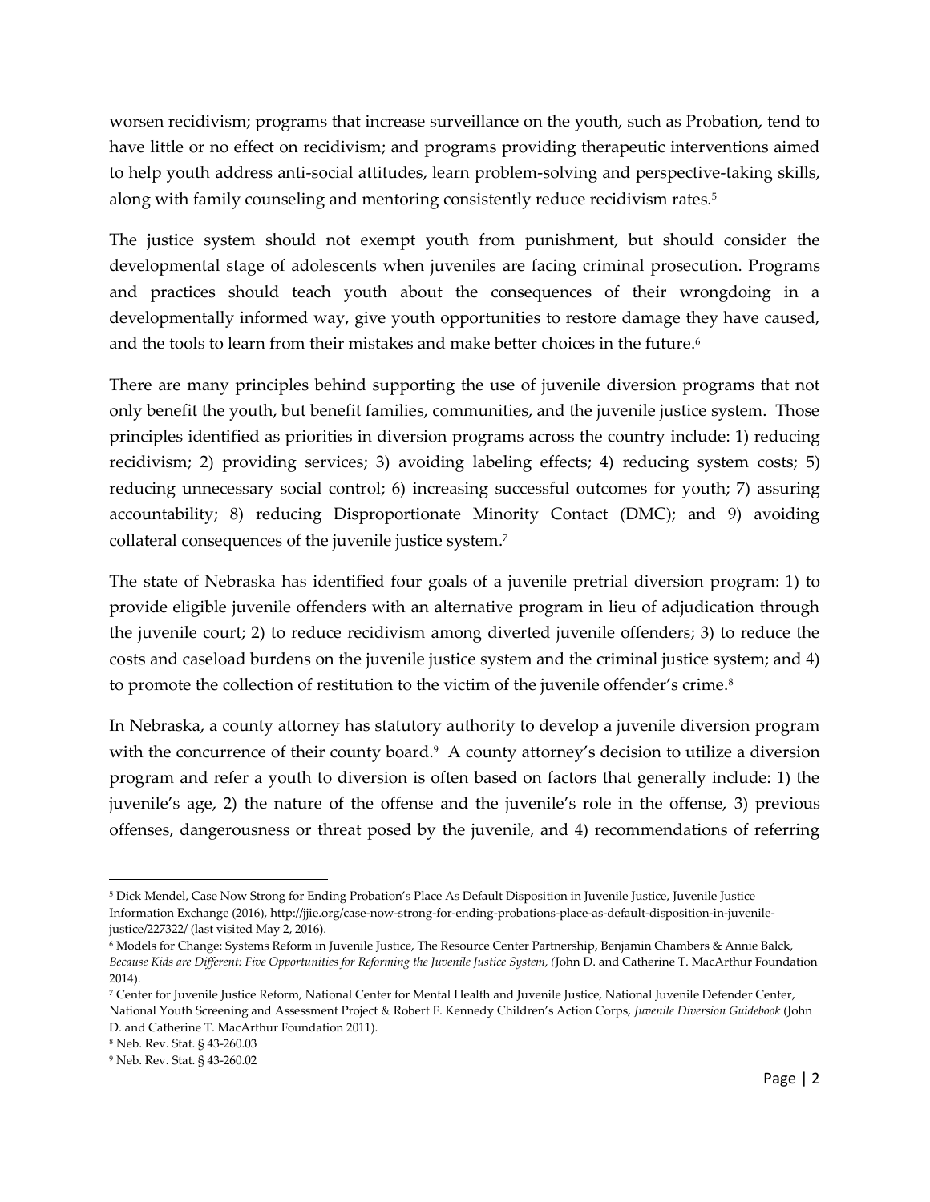worsen recidivism; programs that increase surveillance on the youth, such as Probation, tend to have little or no effect on recidivism; and programs providing therapeutic interventions aimed to help youth address anti-social attitudes, learn problem-solving and perspective-taking skills, along with family counseling and mentoring consistently reduce recidivism rates.[5]

The justice system should not exempt youth from punishment, but should consider the developmental stage of adolescents when juveniles are facing criminal prosecution. Programs and practices should teach youth about the consequences of their wrongdoing in a developmentally informed way, give youth opportunities to restore damage they have caused, and the tools to learn from their mistakes and make better choices in the future.[6]

There are many principles behind supporting the use of juvenile diversion programs that not only benefit the youth, but benefit families, communities, and the juvenile justice system. Those principles identified as priorities in diversion programs across the country include: 1) reducing recidivism; 2) providing services; 3) avoiding labeling effects; 4) reducing system costs; 5) reducing unnecessary social control; 6) increasing successful outcomes for youth; 7) assuring accountability; 8) reducing Disproportionate Minority Contact (DMC); and 9) avoiding collateral consequences of the juvenile justice system.[7]

The state of Nebraska has identified four goals of a juvenile pretrial diversion program: 1) to provide eligible juvenile offenders with an alternative program in lieu of adjudication through the juvenile court; 2) to reduce recidivism among diverted juvenile offenders; 3) to reduce the costs and caseload burdens on the juvenile justice system and the criminal justice system; and 4) to promote the collection of restitution to the victim of the juvenile offender's crime.[8]

In Nebraska, a county attorney has statutory authority to develop a juvenile diversion program with the concurrence of their county board.[9] A county attorney's decision to utilize a diversion program and refer a youth to diversion is often based on factors that generally include: 1) the juvenile's age, 2) the nature of the offense and the juvenile's role in the offense, 3) previous offenses, dangerousness or threat posed by the juvenile, and 4) recommendations of referring

---

[5] Dick Mendel, Case Now Strong for Ending Probation's Place As Default Disposition in Juvenile Justice, Juvenile Justice Information Exchange (2016), http://jjie.org/case-now-strong-for-ending-probations-place-as-default-disposition-in-juvenile-justice/227322/ (last visited May 2, 2016).

[6] Models for Change: Systems Reform in Juvenile Justice, The Resource Center Partnership, Benjamin Chambers & Annie Balck, *Because Kids are Different: Five Opportunities for Reforming the Juvenile Justice System, (*John D. and Catherine T. MacArthur Foundation 2014).

[7] Center for Juvenile Justice Reform, National Center for Mental Health and Juvenile Justice, National Juvenile Defender Center, National Youth Screening and Assessment Project & Robert F. Kennedy Children's Action Corps, *Juvenile Diversion Guidebook* (John D. and Catherine T. MacArthur Foundation 2011).

[8] Neb. Rev. Stat. § 43-260.03

[9] Neb. Rev. Stat. § 43-260.02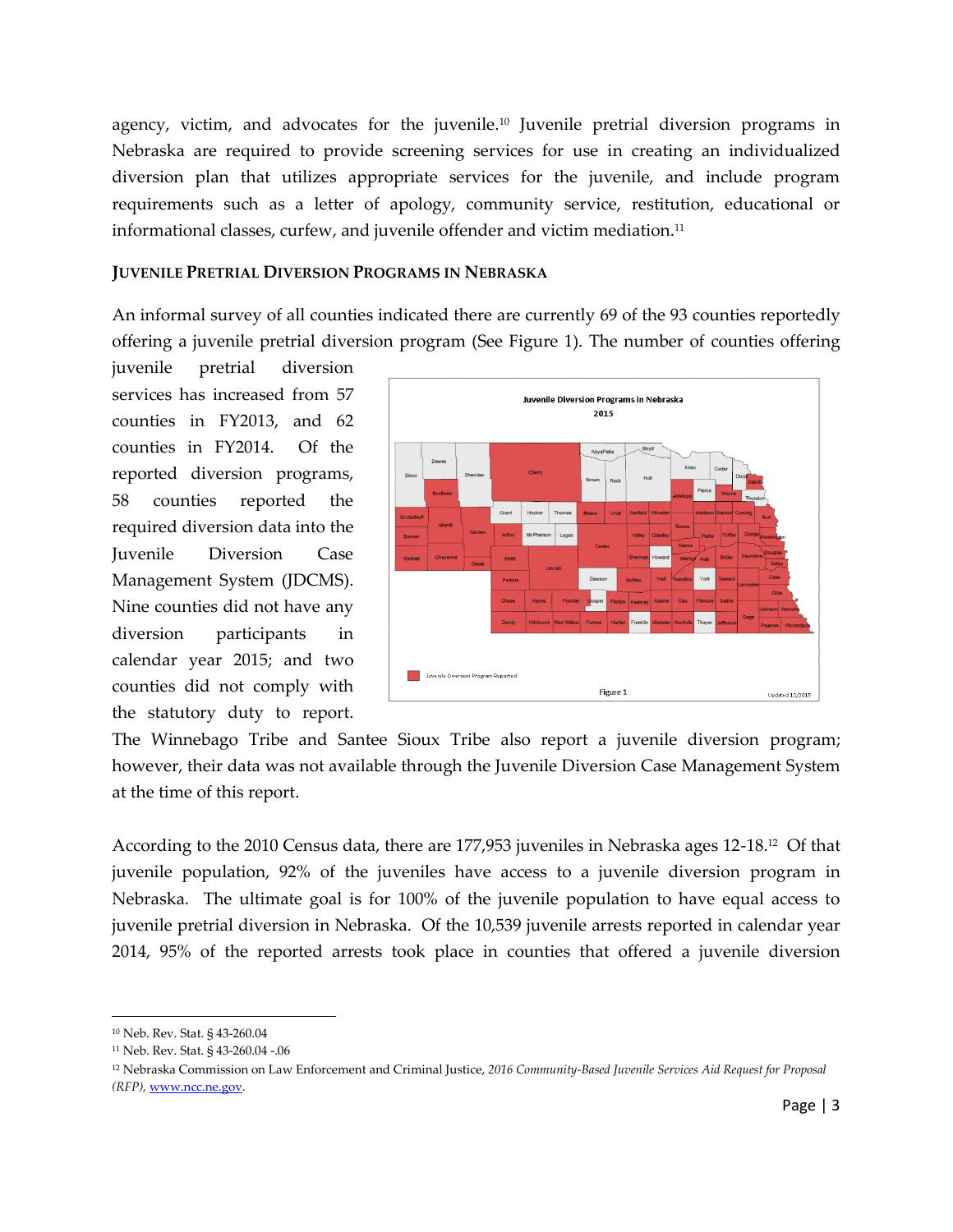agency, victim, and advocates for the juvenile.[10] Juvenile pretrial diversion programs in Nebraska are required to provide screening services for use in creating an individualized diversion plan that utilizes appropriate services for the juvenile, and include program requirements such as a letter of apology, community service, restitution, educational or informational classes, curfew, and juvenile offender and victim mediation.[11]

### JUVENILE PRETRIAL DIVERSION PROGRAMS IN NEBRASKA

An informal survey of all counties indicated there are currently 69 of the 93 counties reportedly offering a juvenile pretrial diversion program (See Figure 1). The number of counties offering juvenile pretrial diversion services has increased from 57 counties in FY2013, and 62 counties in FY2014. Of the reported diversion programs, 58 counties reported the required diversion data into the Juvenile Diversion Case Management System (JDCMS). Nine counties did not have any diversion participants in calendar year 2015; and two counties did not comply with the statutory duty to report. The Winnebago Tribe and Santee Sioux Tribe also report a juvenile diversion program; however, their data was not available through the Juvenile Diversion Case Management System at the time of this report.

Juvenile Diversion Programs in Nebraska 2015

Juvenile Diversion Program Reported

Figure 1

Updated 12/2015

According to the 2010 Census data, there are 177,953 juveniles in Nebraska ages 12-18.[12] Of that juvenile population, 92% of the juveniles have access to a juvenile diversion program in Nebraska. The ultimate goal is for 100% of the juvenile population to have equal access to juvenile pretrial diversion in Nebraska. Of the 10,539 juvenile arrests reported in calendar year 2014, 95% of the reported arrests took place in counties that offered a juvenile diversion

---

[10] Neb. Rev. Stat. § 43-260.04

[11] Neb. Rev. Stat. § 43-260.04 -.06

[12] Nebraska Commission on Law Enforcement and Criminal Justice, *2016 Community-Based Juvenile Services Aid Request for Proposal (RFP)*, www.ncc.ne.gov.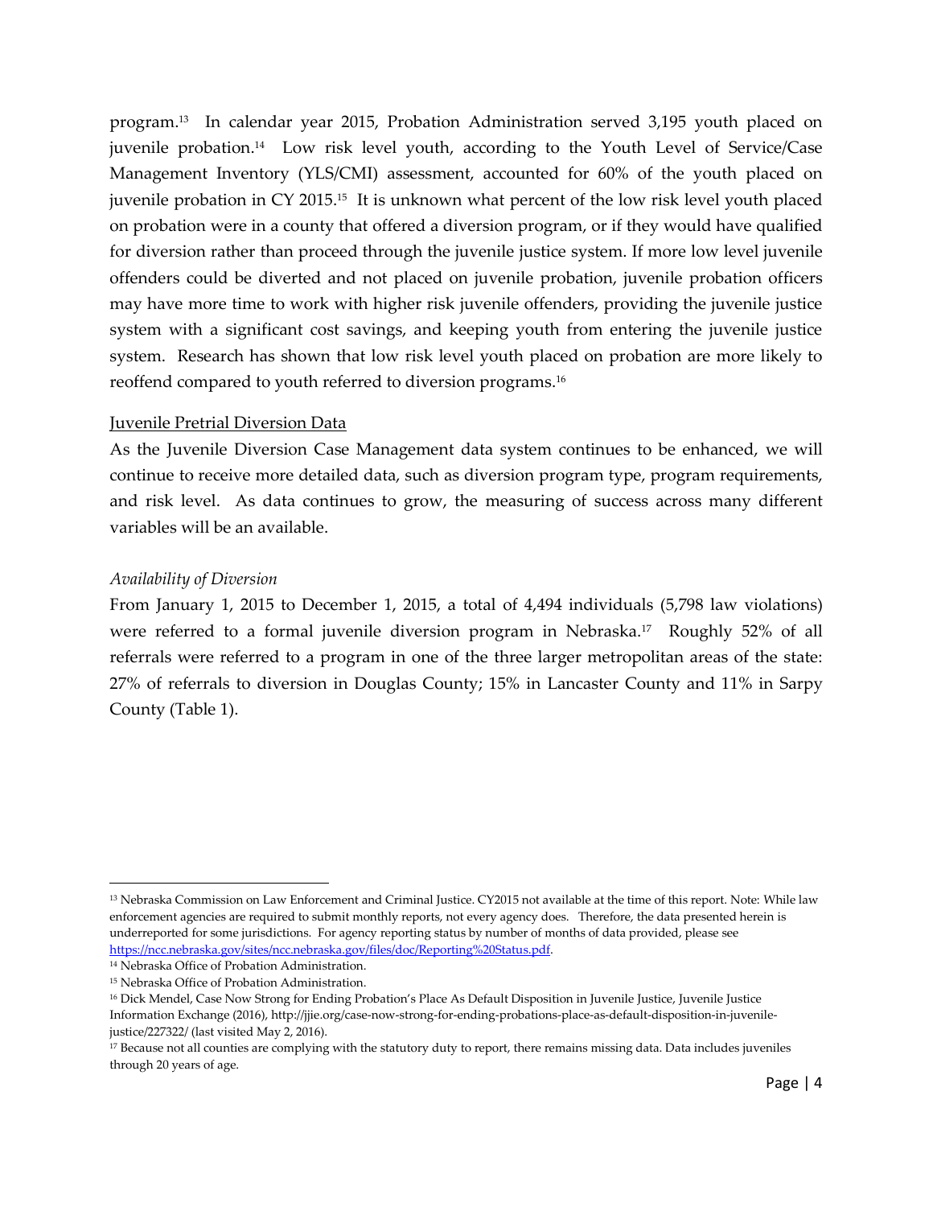program.[13] In calendar year 2015, Probation Administration served 3,195 youth placed on juvenile probation.[14] Low risk level youth, according to the Youth Level of Service/Case Management Inventory (YLS/CMI) assessment, accounted for 60% of the youth placed on juvenile probation in CY 2015.[15] It is unknown what percent of the low risk level youth placed on probation were in a county that offered a diversion program, or if they would have qualified for diversion rather than proceed through the juvenile justice system. If more low level juvenile offenders could be diverted and not placed on juvenile probation, juvenile probation officers may have more time to work with higher risk juvenile offenders, providing the juvenile justice system with a significant cost savings, and keeping youth from entering the juvenile justice system. Research has shown that low risk level youth placed on probation are more likely to reoffend compared to youth referred to diversion programs.[16]

<u>Juvenile Pretrial Diversion Data</u>

As the Juvenile Diversion Case Management data system continues to be enhanced, we will continue to receive more detailed data, such as diversion program type, program requirements, and risk level. As data continues to grow, the measuring of success across many different variables will be an available.

*Availability of Diversion*

From January 1, 2015 to December 1, 2015, a total of 4,494 individuals (5,798 law violations) were referred to a formal juvenile diversion program in Nebraska.[17] Roughly 52% of all referrals were referred to a program in one of the three larger metropolitan areas of the state: 27% of referrals to diversion in Douglas County; 15% in Lancaster County and 11% in Sarpy County (Table 1).

---

[13] Nebraska Commission on Law Enforcement and Criminal Justice. CY2015 not available at the time of this report. Note: While law enforcement agencies are required to submit monthly reports, not every agency does. Therefore, the data presented herein is underreported for some jurisdictions. For agency reporting status by number of months of data provided, please see https://ncc.nebraska.gov/sites/ncc.nebraska.gov/files/doc/Reporting%20Status.pdf.

[14] Nebraska Office of Probation Administration.

[15] Nebraska Office of Probation Administration.

[16] Dick Mendel, Case Now Strong for Ending Probation's Place As Default Disposition in Juvenile Justice, Juvenile Justice Information Exchange (2016), http://jjie.org/case-now-strong-for-ending-probations-place-as-default-disposition-in-juvenile-justice/227322/ (last visited May 2, 2016).

[17] Because not all counties are complying with the statutory duty to report, there remains missing data. Data includes juveniles through 20 years of age.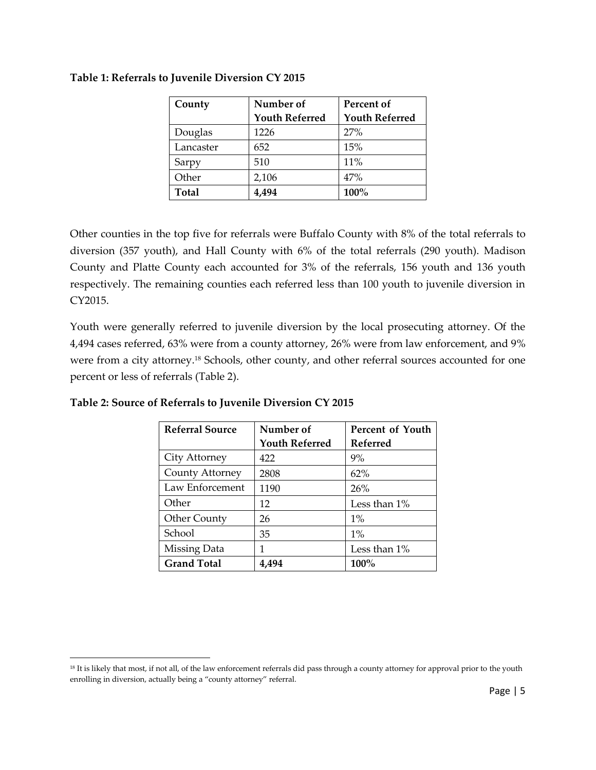**Table 1: Referrals to Juvenile Diversion CY 2015**

| County | Number of Youth Referred | Percent of Youth Referred |
|---|---|---|
| Douglas | 1226 | 27% |
| Lancaster | 652 | 15% |
| Sarpy | 510 | 11% |
| Other | 2,106 | 47% |
| **Total** | **4,494** | **100%** |

Other counties in the top five for referrals were Buffalo County with 8% of the total referrals to diversion (357 youth), and Hall County with 6% of the total referrals (290 youth). Madison County and Platte County each accounted for 3% of the referrals, 156 youth and 136 youth respectively. The remaining counties each referred less than 100 youth to juvenile diversion in CY2015.

Youth were generally referred to juvenile diversion by the local prosecuting attorney. Of the 4,494 cases referred, 63% were from a county attorney, 26% were from law enforcement, and 9% were from a city attorney.[18] Schools, other county, and other referral sources accounted for one percent or less of referrals (Table 2).

**Table 2: Source of Referrals to Juvenile Diversion CY 2015**

| Referral Source | Number of Youth Referred | Percent of Youth Referred |
|---|---|---|
| City Attorney | 422 | 9% |
| County Attorney | 2808 | 62% |
| Law Enforcement | 1190 | 26% |
| Other | 12 | Less than 1% |
| Other County | 26 | 1% |
| School | 35 | 1% |
| Missing Data | 1 | Less than 1% |
| **Grand Total** | **4,494** | **100%** |

[18] It is likely that most, if not all, of the law enforcement referrals did pass through a county attorney for approval prior to the youth enrolling in diversion, actually being a "county attorney" referral.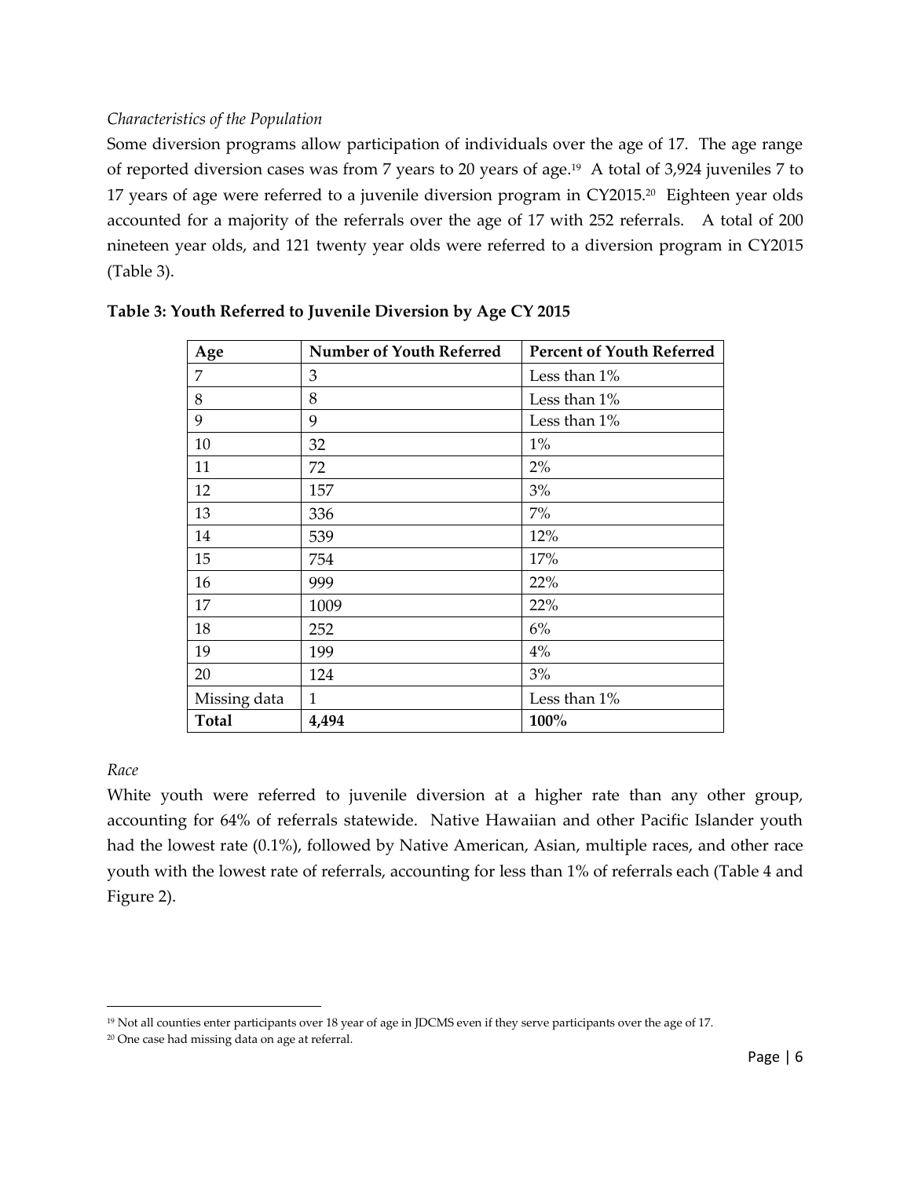*Characteristics of the Population*

Some diversion programs allow participation of individuals over the age of 17. The age range of reported diversion cases was from 7 years to 20 years of age.[19] A total of 3,924 juveniles 7 to 17 years of age were referred to a juvenile diversion program in CY2015.[20] Eighteen year olds accounted for a majority of the referrals over the age of 17 with 252 referrals. A total of 200 nineteen year olds, and 121 twenty year olds were referred to a diversion program in CY2015 (Table 3).

**Table 3: Youth Referred to Juvenile Diversion by Age CY 2015**

| Age | Number of Youth Referred | Percent of Youth Referred |
|---|---|---|
| 7 | 3 | Less than 1% |
| 8 | 8 | Less than 1% |
| 9 | 9 | Less than 1% |
| 10 | 32 | 1% |
| 11 | 72 | 2% |
| 12 | 157 | 3% |
| 13 | 336 | 7% |
| 14 | 539 | 12% |
| 15 | 754 | 17% |
| 16 | 999 | 22% |
| 17 | 1009 | 22% |
| 18 | 252 | 6% |
| 19 | 199 | 4% |
| 20 | 124 | 3% |
| Missing data | 1 | Less than 1% |
| **Total** | **4,494** | **100%** |

*Race*

White youth were referred to juvenile diversion at a higher rate than any other group, accounting for 64% of referrals statewide. Native Hawaiian and other Pacific Islander youth had the lowest rate (0.1%), followed by Native American, Asian, multiple races, and other race youth with the lowest rate of referrals, accounting for less than 1% of referrals each (Table 4 and Figure 2).

[19] Not all counties enter participants over 18 year of age in JDCMS even if they serve participants over the age of 17.

[20] One case had missing data on age at referral.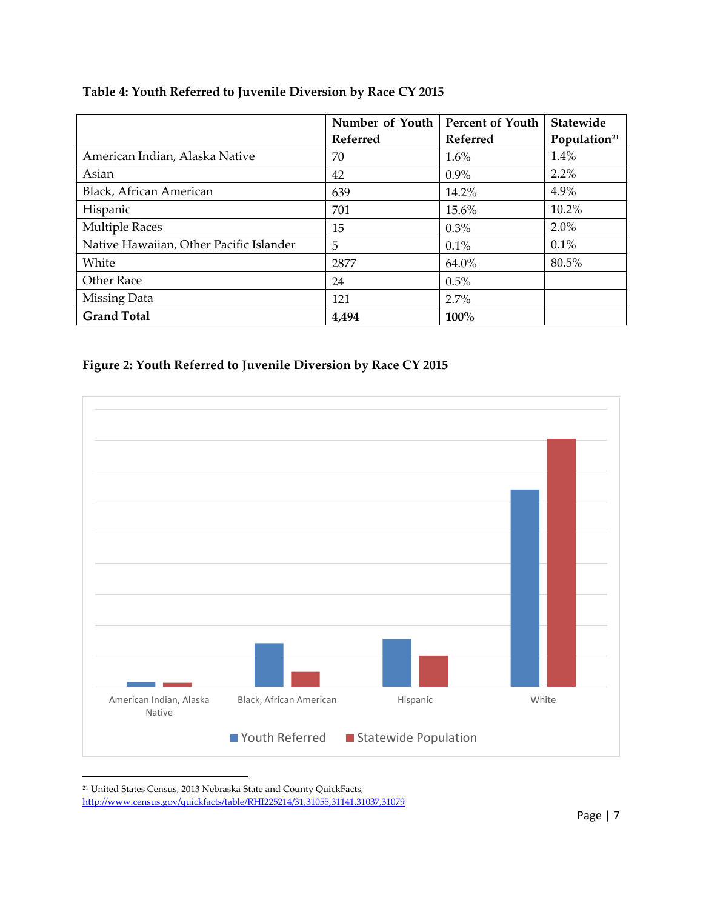**Table 4: Youth Referred to Juvenile Diversion by Race CY 2015**

| | Number of Youth Referred | Percent of Youth Referred | Statewide Population[21] |
|---|---|---|---|
| American Indian, Alaska Native | 70 | 1.6% | 1.4% |
| Asian | 42 | 0.9% | 2.2% |
| Black, African American | 639 | 14.2% | 4.9% |
| Hispanic | 701 | 15.6% | 10.2% |
| Multiple Races | 15 | 0.3% | 2.0% |
| Native Hawaiian, Other Pacific Islander | 5 | 0.1% | 0.1% |
| White | 2877 | 64.0% | 80.5% |
| Other Race | 24 | 0.5% | |
| Missing Data | 121 | 2.7% | |
| **Grand Total** | **4,494** | **100%** | |

**Figure 2: Youth Referred to Juvenile Diversion by Race CY 2015**

American Indian, Alaska Native | Black, African American | Hispanic | White

Youth Referred | Statewide Population

[21] United States Census, 2013 Nebraska State and County QuickFacts, http://www.census.gov/quickfacts/table/RHI225214/31,31055,31141,31037,31079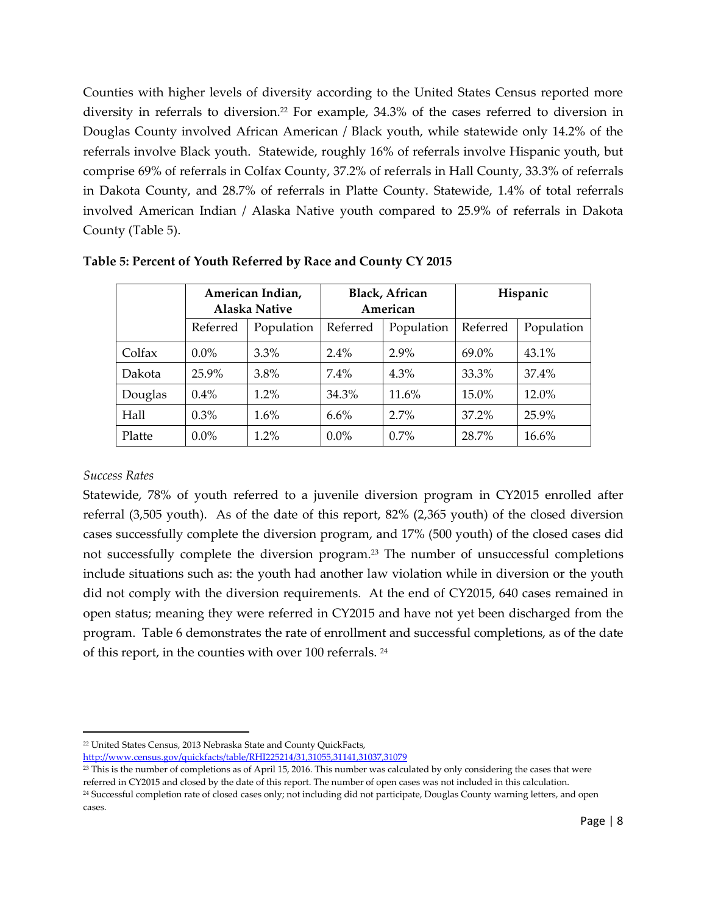Counties with higher levels of diversity according to the United States Census reported more diversity in referrals to diversion.[22] For example, 34.3% of the cases referred to diversion in Douglas County involved African American / Black youth, while statewide only 14.2% of the referrals involve Black youth. Statewide, roughly 16% of referrals involve Hispanic youth, but comprise 69% of referrals in Colfax County, 37.2% of referrals in Hall County, 33.3% of referrals in Dakota County, and 28.7% of referrals in Platte County. Statewide, 1.4% of total referrals involved American Indian / Alaska Native youth compared to 25.9% of referrals in Dakota County (Table 5).

**Table 5: Percent of Youth Referred by Race and County CY 2015**

| | American Indian, Alaska Native | | Black, African American | | Hispanic | |
|---|---|---|---|---|---|---|
| | Referred | Population | Referred | Population | Referred | Population |
| Colfax | 0.0% | 3.3% | 2.4% | 2.9% | 69.0% | 43.1% |
| Dakota | 25.9% | 3.8% | 7.4% | 4.3% | 33.3% | 37.4% |
| Douglas | 0.4% | 1.2% | 34.3% | 11.6% | 15.0% | 12.0% |
| Hall | 0.3% | 1.6% | 6.6% | 2.7% | 37.2% | 25.9% |
| Platte | 0.0% | 1.2% | 0.0% | 0.7% | 28.7% | 16.6% |

*Success Rates*

Statewide, 78% of youth referred to a juvenile diversion program in CY2015 enrolled after referral (3,505 youth). As of the date of this report, 82% (2,365 youth) of the closed diversion cases successfully complete the diversion program, and 17% (500 youth) of the closed cases did not successfully complete the diversion program.[23] The number of unsuccessful completions include situations such as: the youth had another law violation while in diversion or the youth did not comply with the diversion requirements. At the end of CY2015, 640 cases remained in open status; meaning they were referred in CY2015 and have not yet been discharged from the program. Table 6 demonstrates the rate of enrollment and successful completions, as of the date of this report, in the counties with over 100 referrals. [24]

---

[22] United States Census, 2013 Nebraska State and County QuickFacts, http://www.census.gov/quickfacts/table/RHI225214/31,31055,31141,31037,31079

[23] This is the number of completions as of April 15, 2016. This number was calculated by only considering the cases that were referred in CY2015 and closed by the date of this report. The number of open cases was not included in this calculation.

[24] Successful completion rate of closed cases only; not including did not participate, Douglas County warning letters, and open cases.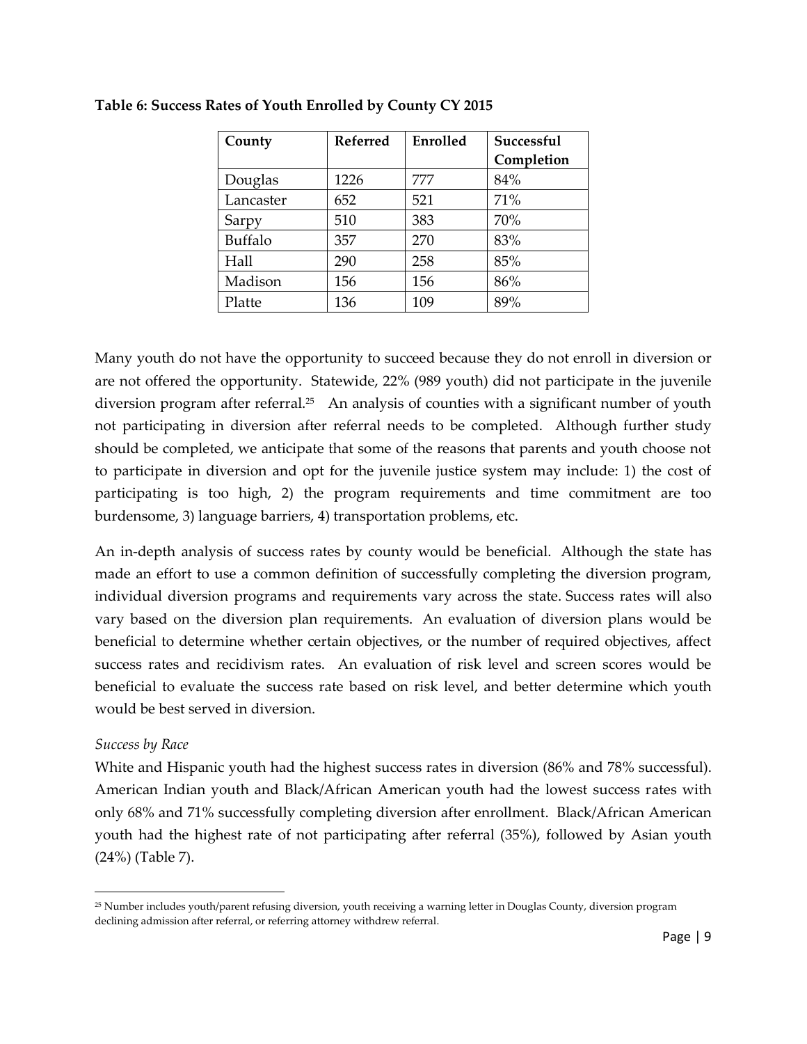**Table 6: Success Rates of Youth Enrolled by County CY 2015**

| County | Referred | Enrolled | Successful Completion |
| --- | --- | --- | --- |
| Douglas | 1226 | 777 | 84% |
| Lancaster | 652 | 521 | 71% |
| Sarpy | 510 | 383 | 70% |
| Buffalo | 357 | 270 | 83% |
| Hall | 290 | 258 | 85% |
| Madison | 156 | 156 | 86% |
| Platte | 136 | 109 | 89% |

Many youth do not have the opportunity to succeed because they do not enroll in diversion or are not offered the opportunity. Statewide, 22% (989 youth) did not participate in the juvenile diversion program after referral.[25] An analysis of counties with a significant number of youth not participating in diversion after referral needs to be completed. Although further study should be completed, we anticipate that some of the reasons that parents and youth choose not to participate in diversion and opt for the juvenile justice system may include: 1) the cost of participating is too high, 2) the program requirements and time commitment are too burdensome, 3) language barriers, 4) transportation problems, etc.

An in-depth analysis of success rates by county would be beneficial. Although the state has made an effort to use a common definition of successfully completing the diversion program, individual diversion programs and requirements vary across the state. Success rates will also vary based on the diversion plan requirements. An evaluation of diversion plans would be beneficial to determine whether certain objectives, or the number of required objectives, affect success rates and recidivism rates. An evaluation of risk level and screen scores would be beneficial to evaluate the success rate based on risk level, and better determine which youth would be best served in diversion.

*Success by Race*

White and Hispanic youth had the highest success rates in diversion (86% and 78% successful). American Indian youth and Black/African American youth had the lowest success rates with only 68% and 71% successfully completing diversion after enrollment. Black/African American youth had the highest rate of not participating after referral (35%), followed by Asian youth (24%) (Table 7).

[25] Number includes youth/parent refusing diversion, youth receiving a warning letter in Douglas County, diversion program declining admission after referral, or referring attorney withdrew referral.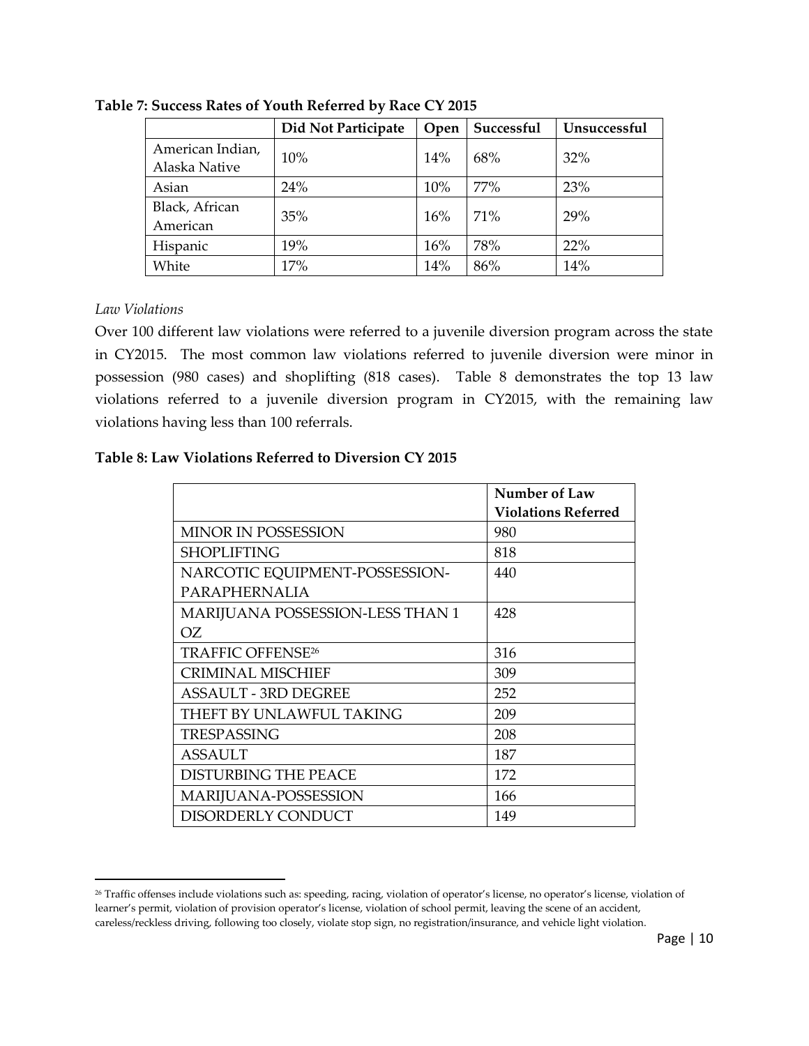**Table 7: Success Rates of Youth Referred by Race CY 2015**

| | Did Not Participate | Open | Successful | Unsuccessful |
|---|---|---|---|---|
| American Indian, Alaska Native | 10% | 14% | 68% | 32% |
| Asian | 24% | 10% | 77% | 23% |
| Black, African American | 35% | 16% | 71% | 29% |
| Hispanic | 19% | 16% | 78% | 22% |
| White | 17% | 14% | 86% | 14% |

*Law Violations*

Over 100 different law violations were referred to a juvenile diversion program across the state in CY2015. The most common law violations referred to juvenile diversion were minor in possession (980 cases) and shoplifting (818 cases). Table 8 demonstrates the top 13 law violations referred to a juvenile diversion program in CY2015, with the remaining law violations having less than 100 referrals.

**Table 8: Law Violations Referred to Diversion CY 2015**

| | Number of Law Violations Referred |
|---|---|
| MINOR IN POSSESSION | 980 |
| SHOPLIFTING | 818 |
| NARCOTIC EQUIPMENT-POSSESSION-PARAPHERNALIA | 440 |
| MARIJUANA POSSESSION-LESS THAN 1 OZ | 428 |
| TRAFFIC OFFENSE[26] | 316 |
| CRIMINAL MISCHIEF | 309 |
| ASSAULT - 3RD DEGREE | 252 |
| THEFT BY UNLAWFUL TAKING | 209 |
| TRESPASSING | 208 |
| ASSAULT | 187 |
| DISTURBING THE PEACE | 172 |
| MARIJUANA-POSSESSION | 166 |
| DISORDERLY CONDUCT | 149 |

[26] Traffic offenses include violations such as: speeding, racing, violation of operator's license, no operator's license, violation of learner's permit, violation of provision operator's license, violation of school permit, leaving the scene of an accident, careless/reckless driving, following too closely, violate stop sign, no registration/insurance, and vehicle light violation.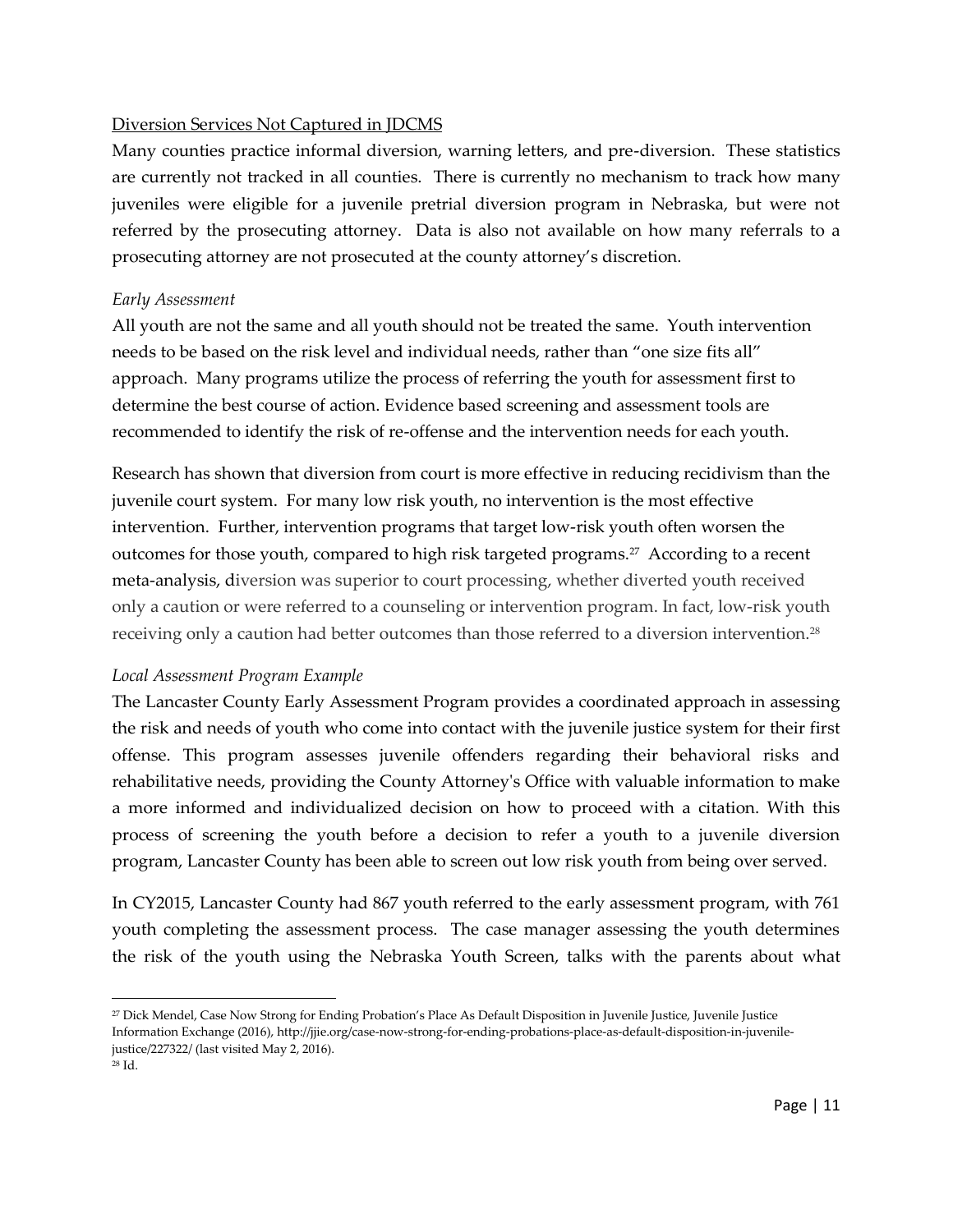Diversion Services Not Captured in JDCMS

Many counties practice informal diversion, warning letters, and pre-diversion. These statistics are currently not tracked in all counties. There is currently no mechanism to track how many juveniles were eligible for a juvenile pretrial diversion program in Nebraska, but were not referred by the prosecuting attorney. Data is also not available on how many referrals to a prosecuting attorney are not prosecuted at the county attorney's discretion.

*Early Assessment*

All youth are not the same and all youth should not be treated the same. Youth intervention needs to be based on the risk level and individual needs, rather than "one size fits all" approach. Many programs utilize the process of referring the youth for assessment first to determine the best course of action. Evidence based screening and assessment tools are recommended to identify the risk of re-offense and the intervention needs for each youth.

Research has shown that diversion from court is more effective in reducing recidivism than the juvenile court system. For many low risk youth, no intervention is the most effective intervention. Further, intervention programs that target low-risk youth often worsen the outcomes for those youth, compared to high risk targeted programs.[27] According to a recent meta-analysis, diversion was superior to court processing, whether diverted youth received only a caution or were referred to a counseling or intervention program. In fact, low-risk youth receiving only a caution had better outcomes than those referred to a diversion intervention.[28]

*Local Assessment Program Example*

The Lancaster County Early Assessment Program provides a coordinated approach in assessing the risk and needs of youth who come into contact with the juvenile justice system for their first offense. This program assesses juvenile offenders regarding their behavioral risks and rehabilitative needs, providing the County Attorney's Office with valuable information to make a more informed and individualized decision on how to proceed with a citation. With this process of screening the youth before a decision to refer a youth to a juvenile diversion program, Lancaster County has been able to screen out low risk youth from being over served.

In CY2015, Lancaster County had 867 youth referred to the early assessment program, with 761 youth completing the assessment process. The case manager assessing the youth determines the risk of the youth using the Nebraska Youth Screen, talks with the parents about what

---

[27] Dick Mendel, Case Now Strong for Ending Probation's Place As Default Disposition in Juvenile Justice, Juvenile Justice Information Exchange (2016), http://jjie.org/case-now-strong-for-ending-probations-place-as-default-disposition-in-juvenile-justice/227322/ (last visited May 2, 2016).

[28] Id.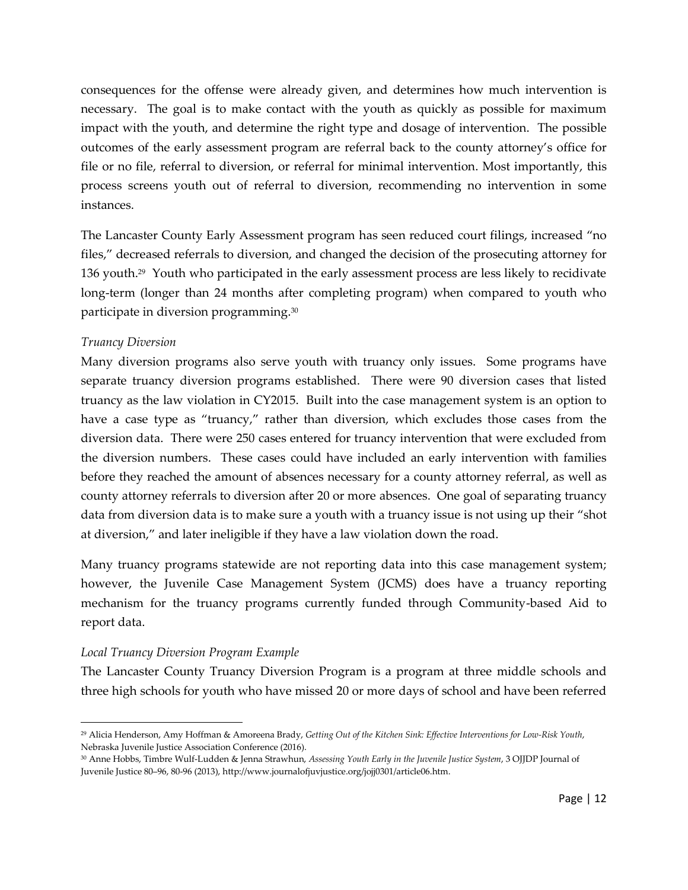consequences for the offense were already given, and determines how much intervention is necessary. The goal is to make contact with the youth as quickly as possible for maximum impact with the youth, and determine the right type and dosage of intervention. The possible outcomes of the early assessment program are referral back to the county attorney's office for file or no file, referral to diversion, or referral for minimal intervention. Most importantly, this process screens youth out of referral to diversion, recommending no intervention in some instances.

The Lancaster County Early Assessment program has seen reduced court filings, increased "no files," decreased referrals to diversion, and changed the decision of the prosecuting attorney for 136 youth.[29] Youth who participated in the early assessment process are less likely to recidivate long-term (longer than 24 months after completing program) when compared to youth who participate in diversion programming.[30]

*Truancy Diversion*

Many diversion programs also serve youth with truancy only issues. Some programs have separate truancy diversion programs established. There were 90 diversion cases that listed truancy as the law violation in CY2015. Built into the case management system is an option to have a case type as "truancy," rather than diversion, which excludes those cases from the diversion data. There were 250 cases entered for truancy intervention that were excluded from the diversion numbers. These cases could have included an early intervention with families before they reached the amount of absences necessary for a county attorney referral, as well as county attorney referrals to diversion after 20 or more absences. One goal of separating truancy data from diversion data is to make sure a youth with a truancy issue is not using up their "shot at diversion," and later ineligible if they have a law violation down the road.

Many truancy programs statewide are not reporting data into this case management system; however, the Juvenile Case Management System (JCMS) does have a truancy reporting mechanism for the truancy programs currently funded through Community-based Aid to report data.

*Local Truancy Diversion Program Example*

The Lancaster County Truancy Diversion Program is a program at three middle schools and three high schools for youth who have missed 20 or more days of school and have been referred

---

[29] Alicia Henderson, Amy Hoffman & Amoreena Brady, *Getting Out of the Kitchen Sink: Effective Interventions for Low-Risk Youth*, Nebraska Juvenile Justice Association Conference (2016).

[30] Anne Hobbs, Timbre Wulf-Ludden & Jenna Strawhun, *Assessing Youth Early in the Juvenile Justice System*, 3 OJJDP Journal of Juvenile Justice 80–96, 80-96 (2013), http://www.journalofjuvjustice.org/jojj0301/article06.htm.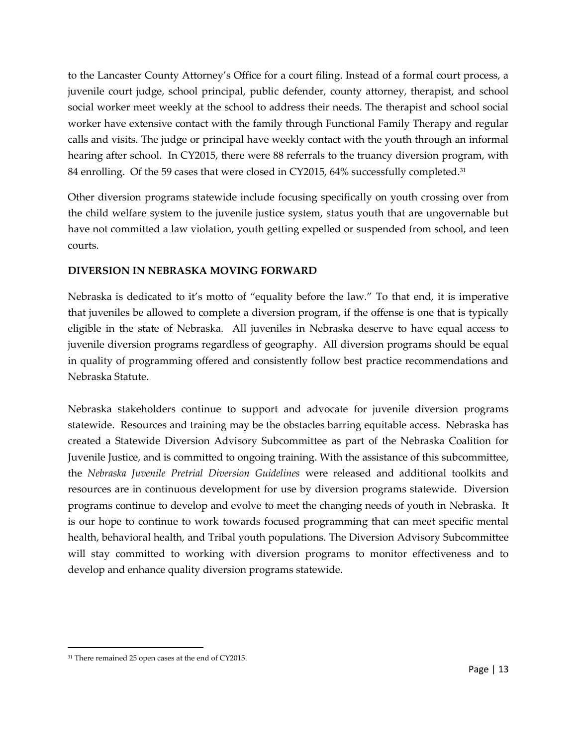to the Lancaster County Attorney's Office for a court filing. Instead of a formal court process, a juvenile court judge, school principal, public defender, county attorney, therapist, and school social worker meet weekly at the school to address their needs. The therapist and school social worker have extensive contact with the family through Functional Family Therapy and regular calls and visits. The judge or principal have weekly contact with the youth through an informal hearing after school. In CY2015, there were 88 referrals to the truancy diversion program, with 84 enrolling. Of the 59 cases that were closed in CY2015, 64% successfully completed.[31]

Other diversion programs statewide include focusing specifically on youth crossing over from the child welfare system to the juvenile justice system, status youth that are ungovernable but have not committed a law violation, youth getting expelled or suspended from school, and teen courts.

## DIVERSION IN NEBRASKA MOVING FORWARD

Nebraska is dedicated to it's motto of "equality before the law." To that end, it is imperative that juveniles be allowed to complete a diversion program, if the offense is one that is typically eligible in the state of Nebraska. All juveniles in Nebraska deserve to have equal access to juvenile diversion programs regardless of geography. All diversion programs should be equal in quality of programming offered and consistently follow best practice recommendations and Nebraska Statute.

Nebraska stakeholders continue to support and advocate for juvenile diversion programs statewide. Resources and training may be the obstacles barring equitable access. Nebraska has created a Statewide Diversion Advisory Subcommittee as part of the Nebraska Coalition for Juvenile Justice, and is committed to ongoing training. With the assistance of this subcommittee, the *Nebraska Juvenile Pretrial Diversion Guidelines* were released and additional toolkits and resources are in continuous development for use by diversion programs statewide. Diversion programs continue to develop and evolve to meet the changing needs of youth in Nebraska. It is our hope to continue to work towards focused programming that can meet specific mental health, behavioral health, and Tribal youth populations. The Diversion Advisory Subcommittee will stay committed to working with diversion programs to monitor effectiveness and to develop and enhance quality diversion programs statewide.

[31] There remained 25 open cases at the end of CY2015.